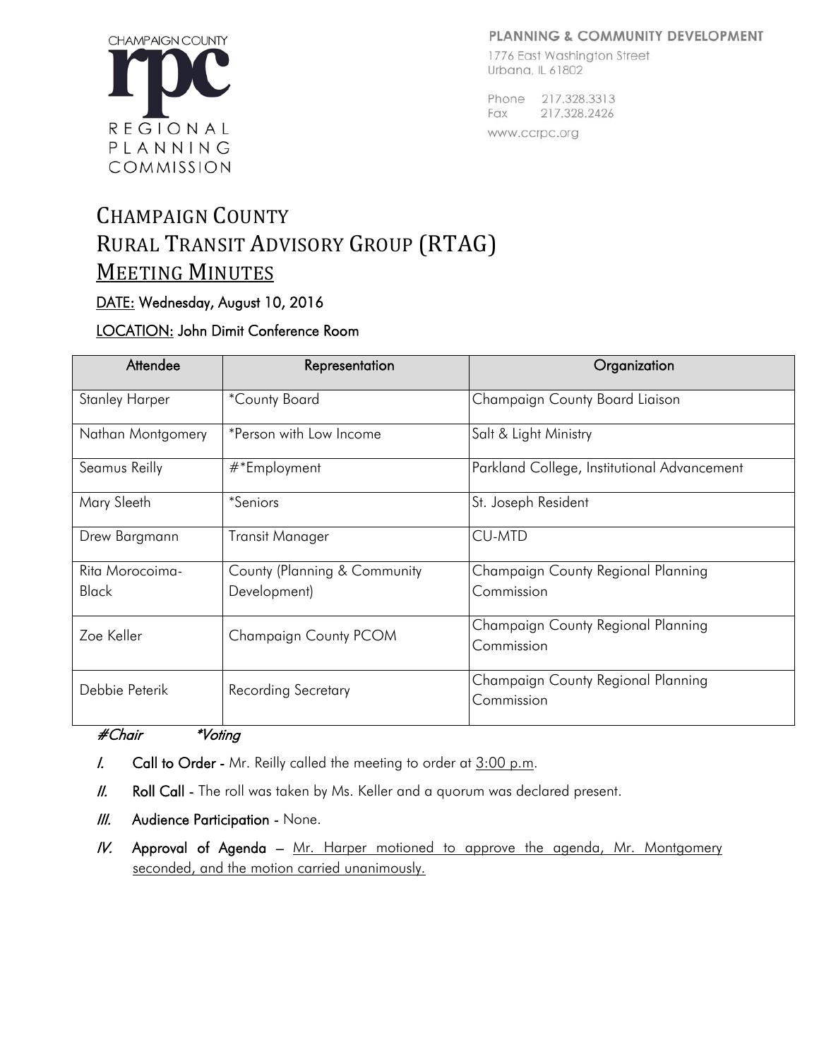CHAMPAIGN COUNTY rpc REGIONAL PLANNING COMMISSION

**PLANNING & COMMUNITY DEVELOPMENT**
1776 East Washington Street
Urbana, IL 61802

Phone 217.328.3313
Fax 217.328.2426
www.ccrpc.org

# CHAMPAIGN COUNTY
# RURAL TRANSIT ADVISORY GROUP (RTAG)
# MEETING MINUTES

**DATE:** Wednesday, August 10, 2016

**LOCATION:** John Dimit Conference Room

| Attendee | Representation | Organization |
|---|---|---|
| Stanley Harper | *County Board | Champaign County Board Liaison |
| Nathan Montgomery | *Person with Low Income | Salt & Light Ministry |
| Seamus Reilly | #*Employment | Parkland College, Institutional Advancement |
| Mary Sleeth | *Seniors | St. Joseph Resident |
| Drew Bargmann | Transit Manager | CU-MTD |
| Rita Morocoima-Black | County (Planning & Community Development) | Champaign County Regional Planning Commission |
| Zoe Keller | Champaign County PCOM | Champaign County Regional Planning Commission |
| Debbie Peterik | Recording Secretary | Champaign County Regional Planning Commission |

*#Chair* *\*Voting*

*I.* **Call to Order -** Mr. Reilly called the meeting to order at 3:00 p.m.

*II.* **Roll Call -** The roll was taken by Ms. Keller and a quorum was declared present.

*III.* **Audience Participation -** None.

*IV.* **Approval of Agenda –** Mr. Harper motioned to approve the agenda, Mr. Montgomery seconded, and the motion carried unanimously.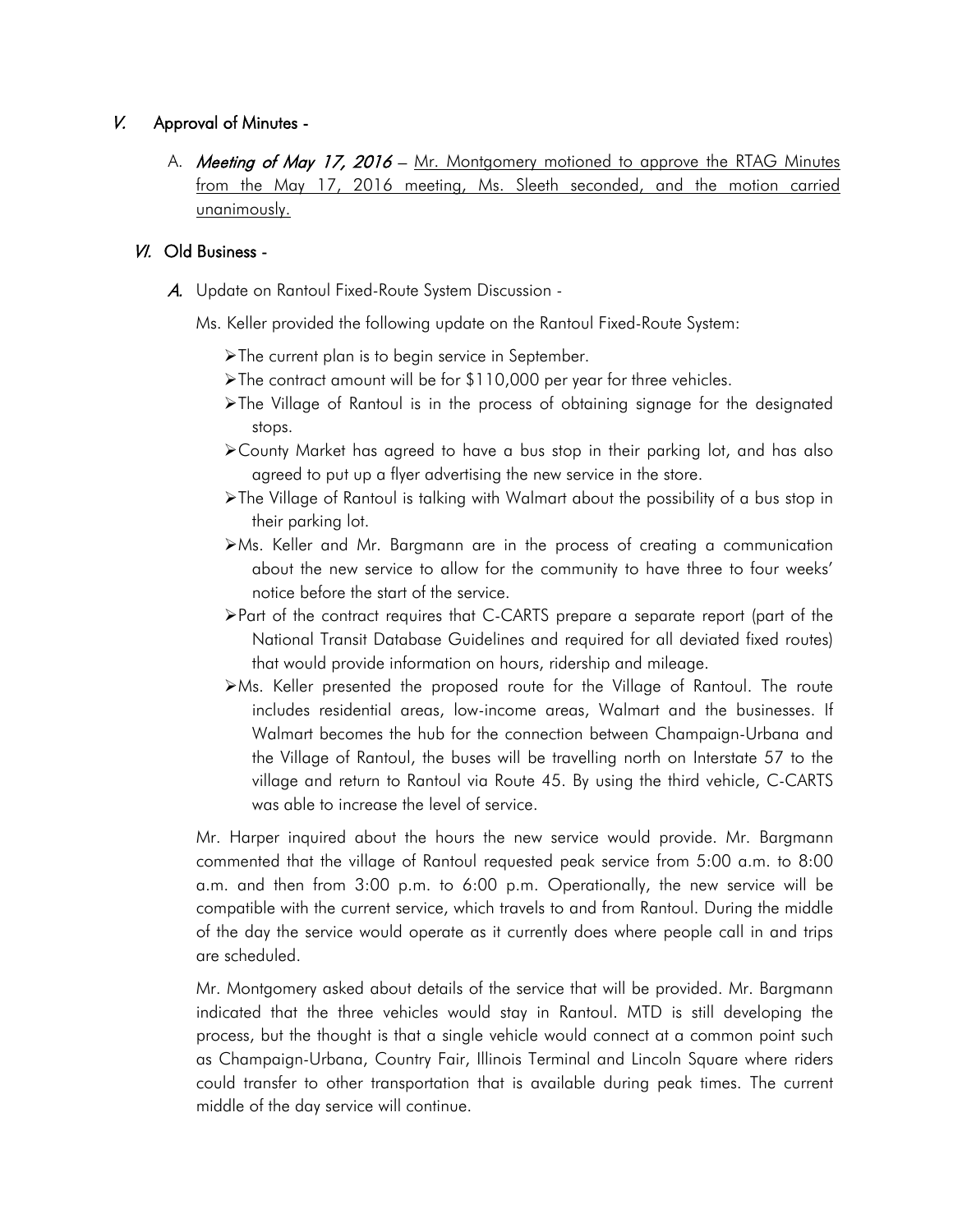## *V.* Approval of Minutes -

A. ***Meeting of May 17, 2016*** – Mr. Montgomery motioned to approve the RTAG Minutes from the May 17, 2016 meeting, Ms. Sleeth seconded, and the motion carried unanimously.

## *VI.* Old Business -

***A.*** Update on Rantoul Fixed-Route System Discussion -

Ms. Keller provided the following update on the Rantoul Fixed-Route System:

- The current plan is to begin service in September.
- The contract amount will be for $110,000 per year for three vehicles.
- The Village of Rantoul is in the process of obtaining signage for the designated stops.
- County Market has agreed to have a bus stop in their parking lot, and has also agreed to put up a flyer advertising the new service in the store.
- The Village of Rantoul is talking with Walmart about the possibility of a bus stop in their parking lot.
- Ms. Keller and Mr. Bargmann are in the process of creating a communication about the new service to allow for the community to have three to four weeks' notice before the start of the service.
- Part of the contract requires that C-CARTS prepare a separate report (part of the National Transit Database Guidelines and required for all deviated fixed routes) that would provide information on hours, ridership and mileage.
- Ms. Keller presented the proposed route for the Village of Rantoul. The route includes residential areas, low-income areas, Walmart and the businesses. If Walmart becomes the hub for the connection between Champaign-Urbana and the Village of Rantoul, the buses will be travelling north on Interstate 57 to the village and return to Rantoul via Route 45. By using the third vehicle, C-CARTS was able to increase the level of service.

Mr. Harper inquired about the hours the new service would provide. Mr. Bargmann commented that the village of Rantoul requested peak service from 5:00 a.m. to 8:00 a.m. and then from 3:00 p.m. to 6:00 p.m. Operationally, the new service will be compatible with the current service, which travels to and from Rantoul. During the middle of the day the service would operate as it currently does where people call in and trips are scheduled.

Mr. Montgomery asked about details of the service that will be provided. Mr. Bargmann indicated that the three vehicles would stay in Rantoul. MTD is still developing the process, but the thought is that a single vehicle would connect at a common point such as Champaign-Urbana, Country Fair, Illinois Terminal and Lincoln Square where riders could transfer to other transportation that is available during peak times. The current middle of the day service will continue.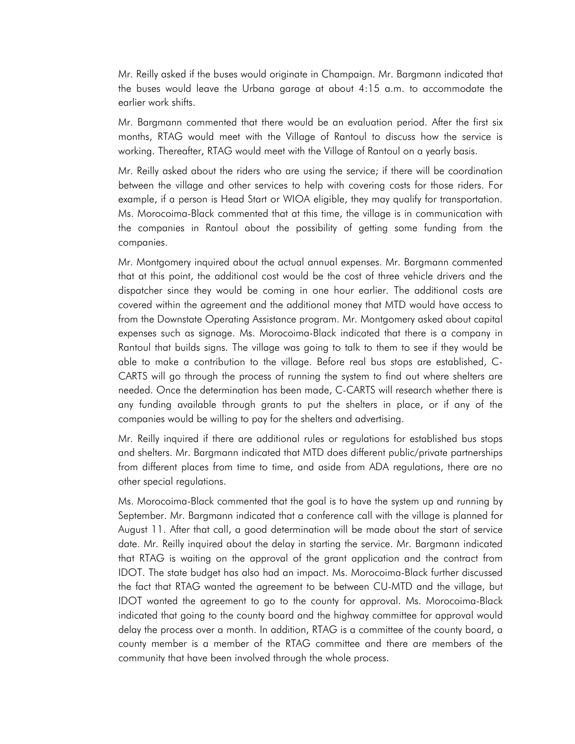Mr. Reilly asked if the buses would originate in Champaign. Mr. Bargmann indicated that the buses would leave the Urbana garage at about 4:15 a.m. to accommodate the earlier work shifts.

Mr. Bargmann commented that there would be an evaluation period. After the first six months, RTAG would meet with the Village of Rantoul to discuss how the service is working. Thereafter, RTAG would meet with the Village of Rantoul on a yearly basis.

Mr. Reilly asked about the riders who are using the service; if there will be coordination between the village and other services to help with covering costs for those riders. For example, if a person is Head Start or WIOA eligible, they may qualify for transportation. Ms. Morocoima-Black commented that at this time, the village is in communication with the companies in Rantoul about the possibility of getting some funding from the companies.

Mr. Montgomery inquired about the actual annual expenses. Mr. Bargmann commented that at this point, the additional cost would be the cost of three vehicle drivers and the dispatcher since they would be coming in one hour earlier. The additional costs are covered within the agreement and the additional money that MTD would have access to from the Downstate Operating Assistance program. Mr. Montgomery asked about capital expenses such as signage. Ms. Morocoima-Black indicated that there is a company in Rantoul that builds signs. The village was going to talk to them to see if they would be able to make a contribution to the village. Before real bus stops are established, C-CARTS will go through the process of running the system to find out where shelters are needed. Once the determination has been made, C-CARTS will research whether there is any funding available through grants to put the shelters in place, or if any of the companies would be willing to pay for the shelters and advertising.

Mr. Reilly inquired if there are additional rules or regulations for established bus stops and shelters. Mr. Bargmann indicated that MTD does different public/private partnerships from different places from time to time, and aside from ADA regulations, there are no other special regulations.

Ms. Morocoima-Black commented that the goal is to have the system up and running by September. Mr. Bargmann indicated that a conference call with the village is planned for August 11. After that call, a good determination will be made about the start of service date. Mr. Reilly inquired about the delay in starting the service. Mr. Bargmann indicated that RTAG is waiting on the approval of the grant application and the contract from IDOT. The state budget has also had an impact. Ms. Morocoima-Black further discussed the fact that RTAG wanted the agreement to be between CU-MTD and the village, but IDOT wanted the agreement to go to the county for approval. Ms. Morocoima-Black indicated that going to the county board and the highway committee for approval would delay the process over a month. In addition, RTAG is a committee of the county board, a county member is a member of the RTAG committee and there are members of the community that have been involved through the whole process.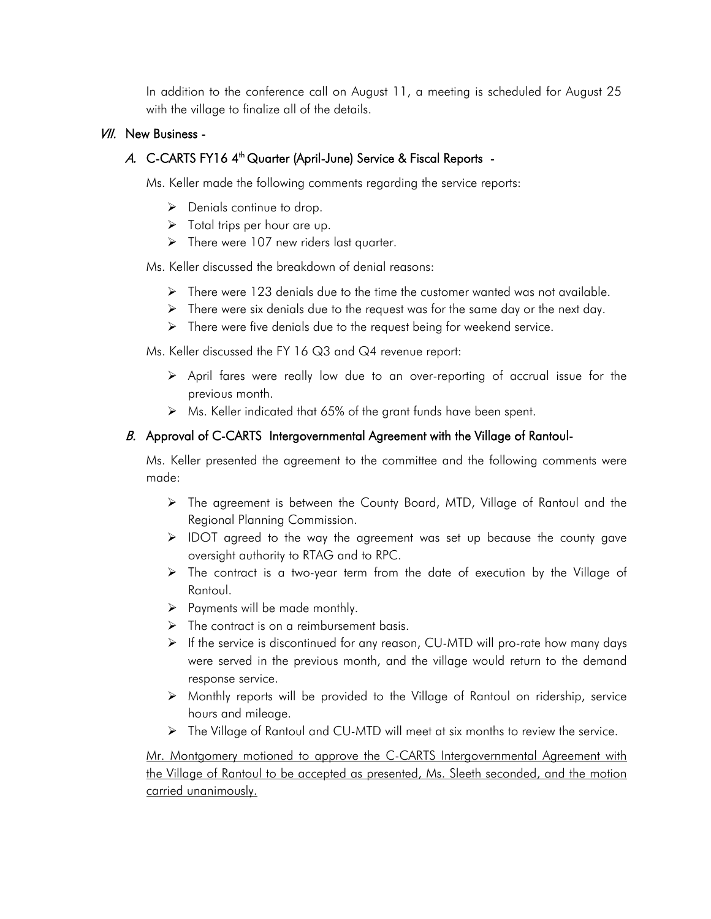In addition to the conference call on August 11, a meeting is scheduled for August 25 with the village to finalize all of the details.

## *VII.* New Business -

### *A.* C-CARTS FY16 4th Quarter (April-June) Service & Fiscal Reports -

Ms. Keller made the following comments regarding the service reports:

- Denials continue to drop.
- Total trips per hour are up.
- There were 107 new riders last quarter.

Ms. Keller discussed the breakdown of denial reasons:

- There were 123 denials due to the time the customer wanted was not available.
- There were six denials due to the request was for the same day or the next day.
- There were five denials due to the request being for weekend service.

Ms. Keller discussed the FY 16 Q3 and Q4 revenue report:

- April fares were really low due to an over-reporting of accrual issue for the previous month.
- Ms. Keller indicated that 65% of the grant funds have been spent.

### *B.* Approval of C-CARTS Intergovernmental Agreement with the Village of Rantoul-

Ms. Keller presented the agreement to the committee and the following comments were made:

- The agreement is between the County Board, MTD, Village of Rantoul and the Regional Planning Commission.
- IDOT agreed to the way the agreement was set up because the county gave oversight authority to RTAG and to RPC.
- The contract is a two-year term from the date of execution by the Village of Rantoul.
- Payments will be made monthly.
- The contract is on a reimbursement basis.
- If the service is discontinued for any reason, CU-MTD will pro-rate how many days were served in the previous month, and the village would return to the demand response service.
- Monthly reports will be provided to the Village of Rantoul on ridership, service hours and mileage.
- The Village of Rantoul and CU-MTD will meet at six months to review the service.

<u>Mr. Montgomery motioned to approve the C-CARTS Intergovernmental Agreement with the Village of Rantoul to be accepted as presented, Ms. Sleeth seconded, and the motion carried unanimously.</u>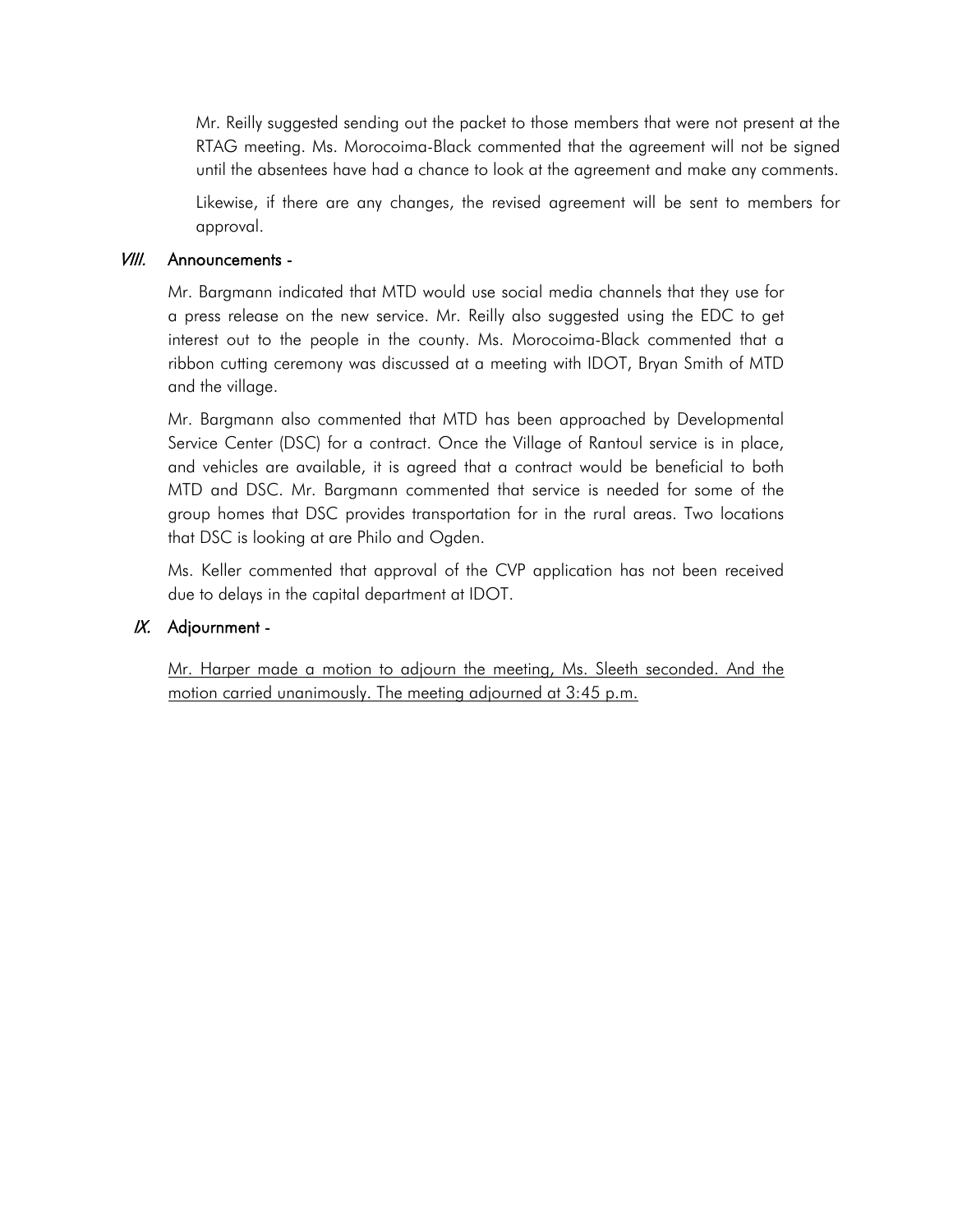Mr. Reilly suggested sending out the packet to those members that were not present at the RTAG meeting. Ms. Morocoima-Black commented that the agreement will not be signed until the absentees have had a chance to look at the agreement and make any comments.

Likewise, if there are any changes, the revised agreement will be sent to members for approval.

## *VIII.* Announcements -

Mr. Bargmann indicated that MTD would use social media channels that they use for a press release on the new service. Mr. Reilly also suggested using the EDC to get interest out to the people in the county. Ms. Morocoima-Black commented that a ribbon cutting ceremony was discussed at a meeting with IDOT, Bryan Smith of MTD and the village.

Mr. Bargmann also commented that MTD has been approached by Developmental Service Center (DSC) for a contract. Once the Village of Rantoul service is in place, and vehicles are available, it is agreed that a contract would be beneficial to both MTD and DSC. Mr. Bargmann commented that service is needed for some of the group homes that DSC provides transportation for in the rural areas. Two locations that DSC is looking at are Philo and Ogden.

Ms. Keller commented that approval of the CVP application has not been received due to delays in the capital department at IDOT.

## *IX.* Adjournment -

<u>Mr. Harper made a motion to adjourn the meeting, Ms. Sleeth seconded. And the motion carried unanimously. The meeting adjourned at 3:45 p.m.</u>